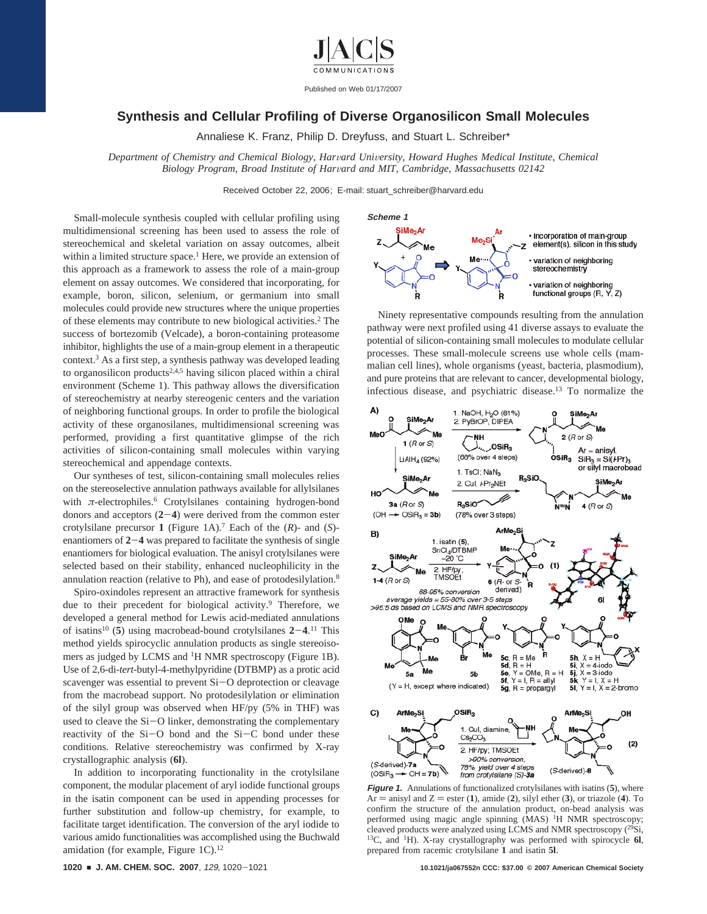Published on Web 01/17/2007

# Synthesis and Cellular Profiling of Diverse Organosilicon Small Molecules

Annaliese K. Franz, Philip D. Dreyfuss, and Stuart L. Schreiber*

*Department of Chemistry and Chemical Biology, Harvard University, Howard Hughes Medical Institute, Chemical Biology Program, Broad Institute of Harvard and MIT, Cambridge, Massachusetts 02142*

Received October 22, 2006; E-mail: stuart_schreiber@harvard.edu

Small-molecule synthesis coupled with cellular profiling using multidimensional screening has been used to assess the role of stereochemical and skeletal variation on assay outcomes, albeit within a limited structure space.[1] Here, we provide an extension of this approach as a framework to assess the role of a main-group element on assay outcomes. We considered that incorporating, for example, boron, silicon, selenium, or germanium into small molecules could provide new structures where the unique properties of these elements may contribute to new biological activities.[2] The success of bortezomib (Velcade), a boron-containing proteasome inhibitor, highlights the use of a main-group element in a therapeutic context.[3] As a first step, a synthesis pathway was developed leading to organosilicon products[2,4,5] having silicon placed within a chiral environment (Scheme 1). This pathway allows the diversification of stereochemistry at nearby stereogenic centers and the variation of neighboring functional groups. In order to profile the biological activity of these organosilanes, multidimensional screening was performed, providing a first quantitative glimpse of the rich activities of silicon-containing small molecules within varying stereochemical and appendage contexts.

Our syntheses of test, silicon-containing small molecules relies on the stereoselective annulation pathways available for allylsilanes with π-electrophiles.[6] Crotylsilanes containing hydrogen-bond donors and acceptors (**2**−**4**) were derived from the common ester crotylsilane precursor **1** (Figure 1A).[7] Each of the (*R*)- and (*S*)-enantiomers of **2**−**4** was prepared to facilitate the synthesis of single enantiomers for biological evaluation. The anisyl crotylsilanes were selected based on their stability, enhanced nucleophilicity in the annulation reaction (relative to Ph), and ease of protodesilylation.[8]

Spiro-oxindoles represent an attractive framework for synthesis due to their precedent for biological activity.[9] Therefore, we developed a general method for Lewis acid-mediated annulations of isatins[10] (**5**) using macrobead-bound crotylsilanes **2**−**4**.[11] This method yields spirocyclic annulation products as single stereoisomers as judged by LCMS and $^1$H NMR spectroscopy (Figure 1B). Use of 2,6-di-*tert*-butyl-4-methylpyridine (DTBMP) as a protic acid scavenger was essential to prevent Si−O deprotection or cleavage from the macrobead support. No protodesilylation or elimination of the silyl group was observed when HF/py (5% in THF) was used to cleave the Si−O linker, demonstrating the complementary reactivity of the Si−O bond and the Si−C bond under these conditions. Relative stereochemistry was confirmed by X-ray crystallographic analysis (**6l**).

In addition to incorporating functionality in the crotylsilane component, the modular placement of aryl iodide functional groups in the isatin component can be used in appending processes for further substitution and follow-up chemistry, for example, to facilitate target identification. The conversion of the aryl iodide to various amido functionalities was accomplished using the Buchwald amidation (for example, Figure 1C).[12]

**Scheme 1**

- incorporation of main-group element(s), silicon in this study
- variation of neighboring stereochemistry
- variation of neighboring functional groups (R, Y, Z)

Ninety representative compounds resulting from the annulation pathway were next profiled using 41 diverse assays to evaluate the potential of silicon-containing small molecules to modulate cellular processes. These small-molecule screens use whole cells (mammalian cell lines), whole organisms (yeast, bacteria, plasmodium), and pure proteins that are relevant to cancer, developmental biology, infectious disease, and psychiatric disease.[13] To normalize the

**Figure 1.** Annulations of functionalized crotylsilanes with isatins (**5**), where Ar = anisyl and Z = ester (**1**), amide (**2**), silyl ether (**3**), or triazole (**4**). To confirm the structure of the annulation product, on-bead analysis was performed using magic angle spinning (MAS) $^1$H NMR spectroscopy; cleaved products were analyzed using LCMS and NMR spectroscopy ($^{29}$Si, $^{13}$C, and $^1$H). X-ray crystallography was performed with spirocycle **6l**, prepared from racemic crotylsilane **1** and isatin **5l**.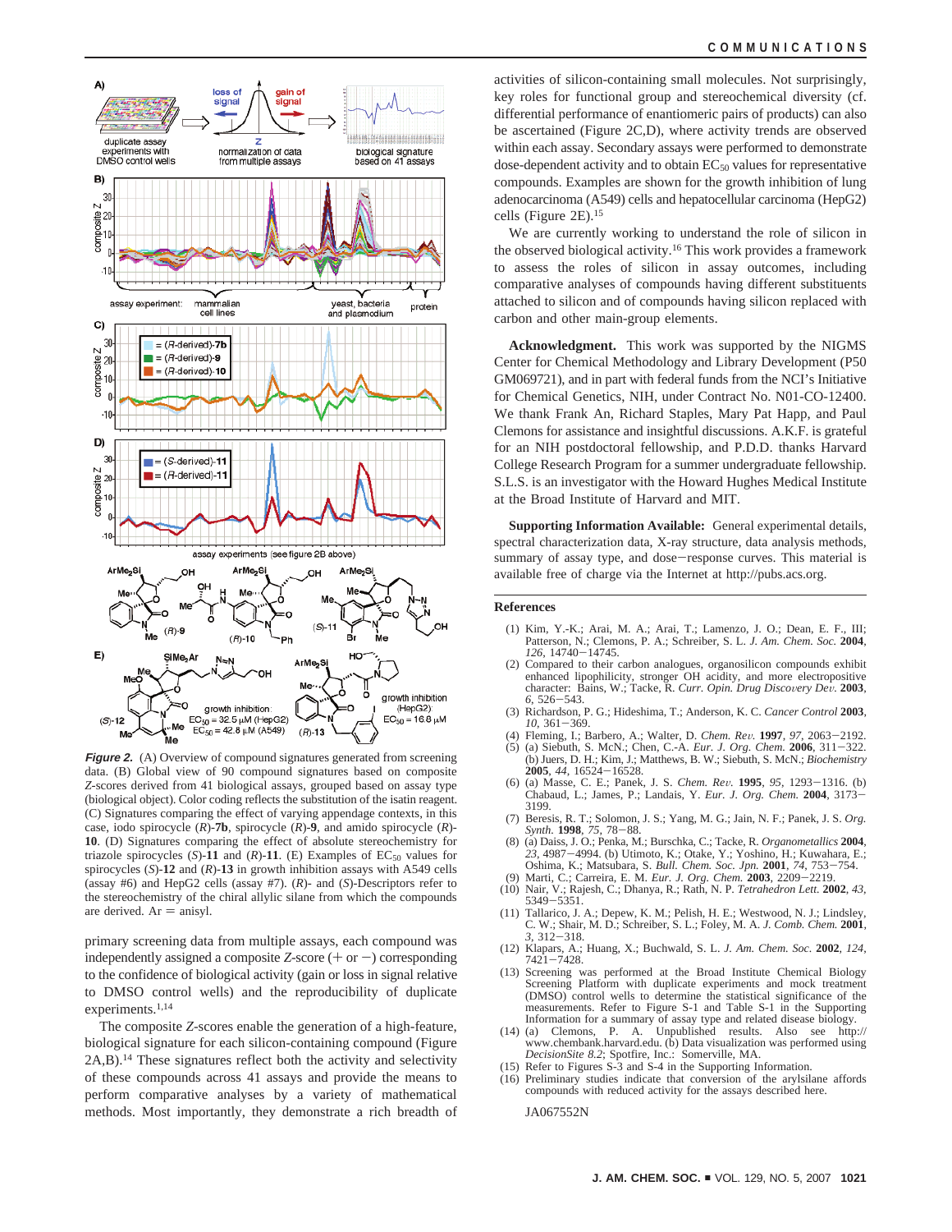A)

loss of signal

gain of signal

duplicate assay experiments with DMSO control wells

normalization of data from multiple assays

biological signature based on 41 assays

B)

composite Z

assay experiment: mammalian cell lines

yeast, bacteria and plasmodium

protein

C)

= (R-derived)-7b

= (R-derived)-9

= (R-derived)-10

D)

= (S-derived)-11

= (R-derived)-11

assay experiments (see figure 2B above)

E)

growth inhibition: $EC_{50}$ = 32.5 μM (HepG2) $EC_{50}$ = 42.8 μM (A549)

growth inhibition (HepG2): $EC_{50}$ = 16.8 μM

***Figure 2.*** (A) Overview of compound signatures generated from screening data. (B) Global view of 90 compound signatures based on composite *Z*-scores derived from 41 biological assays, grouped based on assay type (biological object). Color coding reflects the substitution of the isatin reagent. (C) Signatures comparing the effect of varying appendage contexts, in this case, iodo spirocycle (*R*)-**7b**, spirocycle (*R*)-**9**, and amido spirocycle (*R*)-**10**. (D) Signatures comparing the effect of absolute stereochemistry for triazole spirocycles (*S*)-**11** and (*R*)-**11**. (E) Examples of $EC_{50}$ values for spirocycles (*S*)-**12** and (*R*)-**13** in growth inhibition assays with A549 cells (assay #6) and HepG2 cells (assay #7). (*R*)- and (*S*)-Descriptors refer to the stereochemistry of the chiral allylic silane from which the compounds are derived. Ar = anisyl.

primary screening data from multiple assays, each compound was independently assigned a composite *Z*-score (+ or −) corresponding to the confidence of biological activity (gain or loss in signal relative to DMSO control wells) and the reproducibility of duplicate experiments.[1,14]

The composite *Z*-scores enable the generation of a high-feature, biological signature for each silicon-containing compound (Figure 2A,B).[14] These signatures reflect both the activity and selectivity of these compounds across 41 assays and provide the means to perform comparative analyses by a variety of mathematical methods. Most importantly, they demonstrate a rich breadth of activities of silicon-containing small molecules. Not surprisingly, key roles for functional group and stereochemical diversity (cf. differential performance of enantiomeric pairs of products) can also be ascertained (Figure 2C,D), where activity trends are observed within each assay. Secondary assays were performed to demonstrate dose-dependent activity and to obtain $EC_{50}$ values for representative compounds. Examples are shown for the growth inhibition of lung adenocarcinoma (A549) cells and hepatocellular carcinoma (HepG2) cells (Figure 2E).[15]

We are currently working to understand the role of silicon in the observed biological activity.[16] This work provides a framework to assess the roles of silicon in assay outcomes, including comparative analyses of compounds having different substituents attached to silicon and of compounds having silicon replaced with carbon and other main-group elements.

**Acknowledgment.** This work was supported by the NIGMS Center for Chemical Methodology and Library Development (P50 GM069721), and in part with federal funds from the NCI's Initiative for Chemical Genetics, NIH, under Contract No. N01-CO-12400. We thank Frank An, Richard Staples, Mary Pat Happ, and Paul Clemons for assistance and insightful discussions. A.K.F. is grateful for an NIH postdoctoral fellowship, and P.D.D. thanks Harvard College Research Program for a summer undergraduate fellowship. S.L.S. is an investigator with the Howard Hughes Medical Institute at the Broad Institute of Harvard and MIT.

**Supporting Information Available:** General experimental details, spectral characterization data, X-ray structure, data analysis methods, summary of assay type, and dose−response curves. This material is available free of charge via the Internet at http://pubs.acs.org.

## References

(1) Kim, Y.-K.; Arai, M. A.; Arai, T.; Lamenzo, J. O.; Dean, E. F., III; Patterson, N.; Clemons, P. A.; Schreiber, S. L. *J. Am. Chem. Soc.* **2004**, *126*, 14740−14745.

(2) Compared to their carbon analogues, organosilicon compounds exhibit enhanced lipophilicity, stronger OH acidity, and more electropositive character: Bains, W.; Tacke, R. *Curr. Opin. Drug Discovery Dev.* **2003**, *6*, 526−543.

(3) Richardson, P. G.; Hideshima, T.; Anderson, K. C. *Cancer Control* **2003**, *10*, 361−369.

(4) Fleming, I.; Barbero, A.; Walter, D. *Chem. Rev.* **1997**, *97*, 2063−2192.

(5) (a) Siebuth, S. McN.; Chen, C.-A. *Eur. J. Org. Chem.* **2006**, 311−322. (b) Juers, D. H.; Kim, J.; Matthews, B. W.; Siebuth, S. McN.; *Biochemistry* **2005**, *44*, 16524−16528.

(6) (a) Masse, C. E.; Panek, J. S. *Chem. Rev.* **1995**, *95*, 1293−1316. (b) Chabaud, L.; James, P.; Landais, Y. *Eur. J. Org. Chem.* **2004**, 3173−3199.

(7) Beresis, R. T.; Solomon, J. S.; Yang, M. G.; Jain, N. F.; Panek, J. S. *Org. Synth.* **1998**, *75*, 78−88.

(8) (a) Daiss, J. O.; Penka, M.; Burschka, C.; Tacke, R. *Organometallics* **2004**, *23*, 4987−4994. (b) Utimoto, K.; Otake, Y.; Yoshino, H.; Kuwahara, E.; Oshima, K.; Matsubara, S. *Bull. Chem. Soc. Jpn.* **2001**, *74*, 753−754.

(9) Marti, C.; Carreira, E. M. *Eur. J. Org. Chem.* **2003**, 2209−2219.

(10) Nair, V.; Rajesh, C.; Dhanya, R.; Rath, N. P. *Tetrahedron Lett.* **2002**, *43*, 5349−5351.

(11) Tallarico, J. A.; Depew, K. M.; Pelish, H. E.; Westwood, N. J.; Lindsley, C. W.; Shair, M. D.; Schreiber, S. L.; Foley, M. A. *J. Comb. Chem.* **2001**, *3*, 312−318.

(12) Klapars, A.; Huang, X.; Buchwald, S. L. *J. Am. Chem. Soc.* **2002**, *124*, 7421−7428.

(13) Screening was performed at the Broad Institute Chemical Biology Screening Platform with duplicate experiments and mock treatment (DMSO) control wells to determine the statistical significance of the measurements. Refer to Figure S-1 and Table S-1 in the Supporting Information for a summary of assay type and related disease biology.

(14) (a) Clemons, P. A. Unpublished results. Also see http://www.chembank.harvard.edu. (b) Data visualization was performed using *DecisionSite 8.2*; Spotfire, Inc.: Somerville, MA.

(15) Refer to Figures S-3 and S-4 in the Supporting Information.

(16) Preliminary studies indicate that conversion of the arylsilane affords compounds with reduced activity for the assays described here.

JA067552N